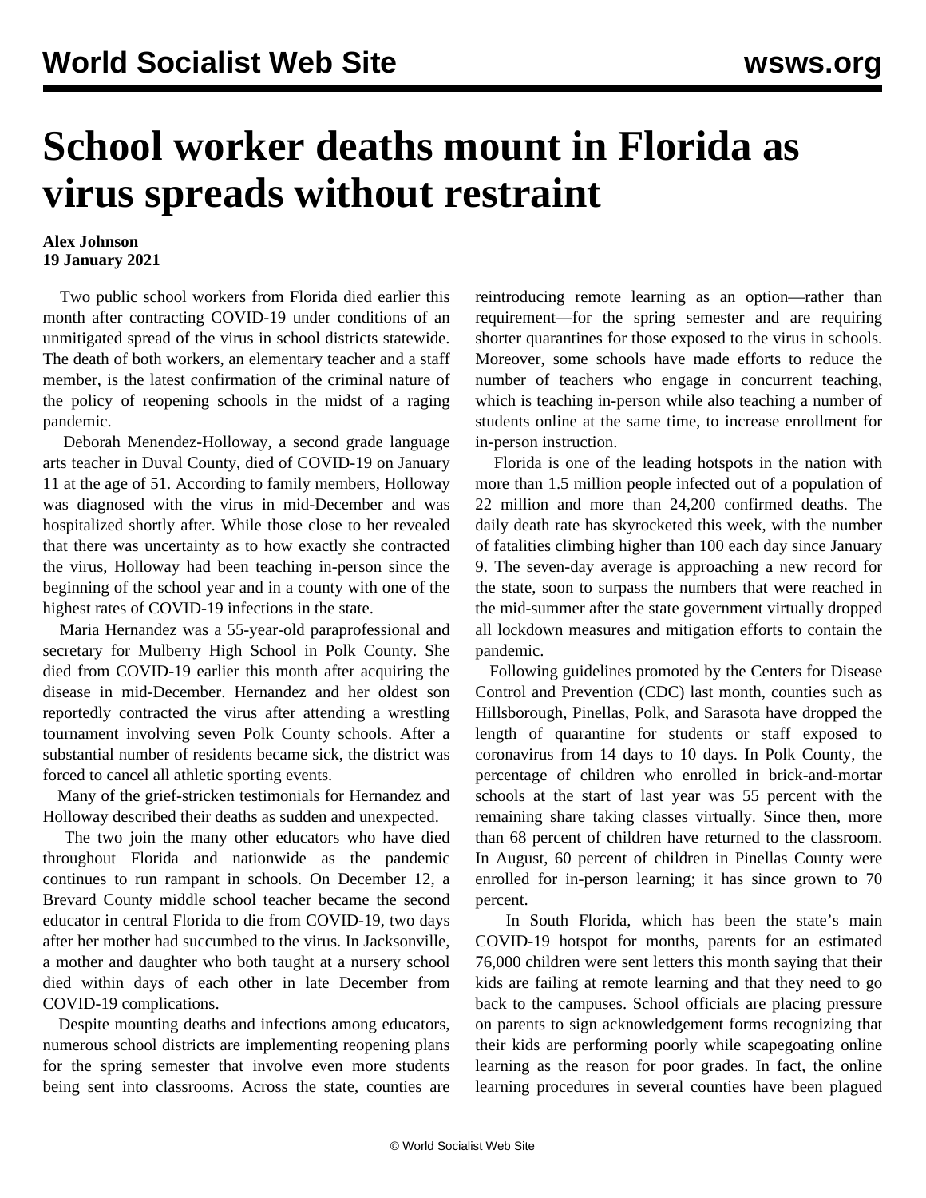# School worker deaths mount in Florida as virus spreads without restraint

**Alex Johnson**
**19 January 2021**

Two public school workers from Florida died earlier this month after contracting COVID-19 under conditions of an unmitigated spread of the virus in school districts statewide. The death of both workers, an elementary teacher and a staff member, is the latest confirmation of the criminal nature of the policy of reopening schools in the midst of a raging pandemic.

Deborah Menendez-Holloway, a second grade language arts teacher in Duval County, died of COVID-19 on January 11 at the age of 51. According to family members, Holloway was diagnosed with the virus in mid-December and was hospitalized shortly after. While those close to her revealed that there was uncertainty as to how exactly she contracted the virus, Holloway had been teaching in-person since the beginning of the school year and in a county with one of the highest rates of COVID-19 infections in the state.

Maria Hernandez was a 55-year-old paraprofessional and secretary for Mulberry High School in Polk County. She died from COVID-19 earlier this month after acquiring the disease in mid-December. Hernandez and her oldest son reportedly contracted the virus after attending a wrestling tournament involving seven Polk County schools. After a substantial number of residents became sick, the district was forced to cancel all athletic sporting events.

Many of the grief-stricken testimonials for Hernandez and Holloway described their deaths as sudden and unexpected.

The two join the many other educators who have died throughout Florida and nationwide as the pandemic continues to run rampant in schools. On December 12, a Brevard County middle school teacher became the second educator in central Florida to die from COVID-19, two days after her mother had succumbed to the virus. In Jacksonville, a mother and daughter who both taught at a nursery school died within days of each other in late December from COVID-19 complications.

Despite mounting deaths and infections among educators, numerous school districts are implementing reopening plans for the spring semester that involve even more students being sent into classrooms. Across the state, counties are reintroducing remote learning as an option—rather than requirement—for the spring semester and are requiring shorter quarantines for those exposed to the virus in schools. Moreover, some schools have made efforts to reduce the number of teachers who engage in concurrent teaching, which is teaching in-person while also teaching a number of students online at the same time, to increase enrollment for in-person instruction.

Florida is one of the leading hotspots in the nation with more than 1.5 million people infected out of a population of 22 million and more than 24,200 confirmed deaths. The daily death rate has skyrocketed this week, with the number of fatalities climbing higher than 100 each day since January 9. The seven-day average is approaching a new record for the state, soon to surpass the numbers that were reached in the mid-summer after the state government virtually dropped all lockdown measures and mitigation efforts to contain the pandemic.

Following guidelines promoted by the Centers for Disease Control and Prevention (CDC) last month, counties such as Hillsborough, Pinellas, Polk, and Sarasota have dropped the length of quarantine for students or staff exposed to coronavirus from 14 days to 10 days. In Polk County, the percentage of children who enrolled in brick-and-mortar schools at the start of last year was 55 percent with the remaining share taking classes virtually. Since then, more than 68 percent of children have returned to the classroom. In August, 60 percent of children in Pinellas County were enrolled for in-person learning; it has since grown to 70 percent.

In South Florida, which has been the state's main COVID-19 hotspot for months, parents for an estimated 76,000 children were sent letters this month saying that their kids are failing at remote learning and that they need to go back to the campuses. School officials are placing pressure on parents to sign acknowledgement forms recognizing that their kids are performing poorly while scapegoating online learning as the reason for poor grades. In fact, the online learning procedures in several counties have been plagued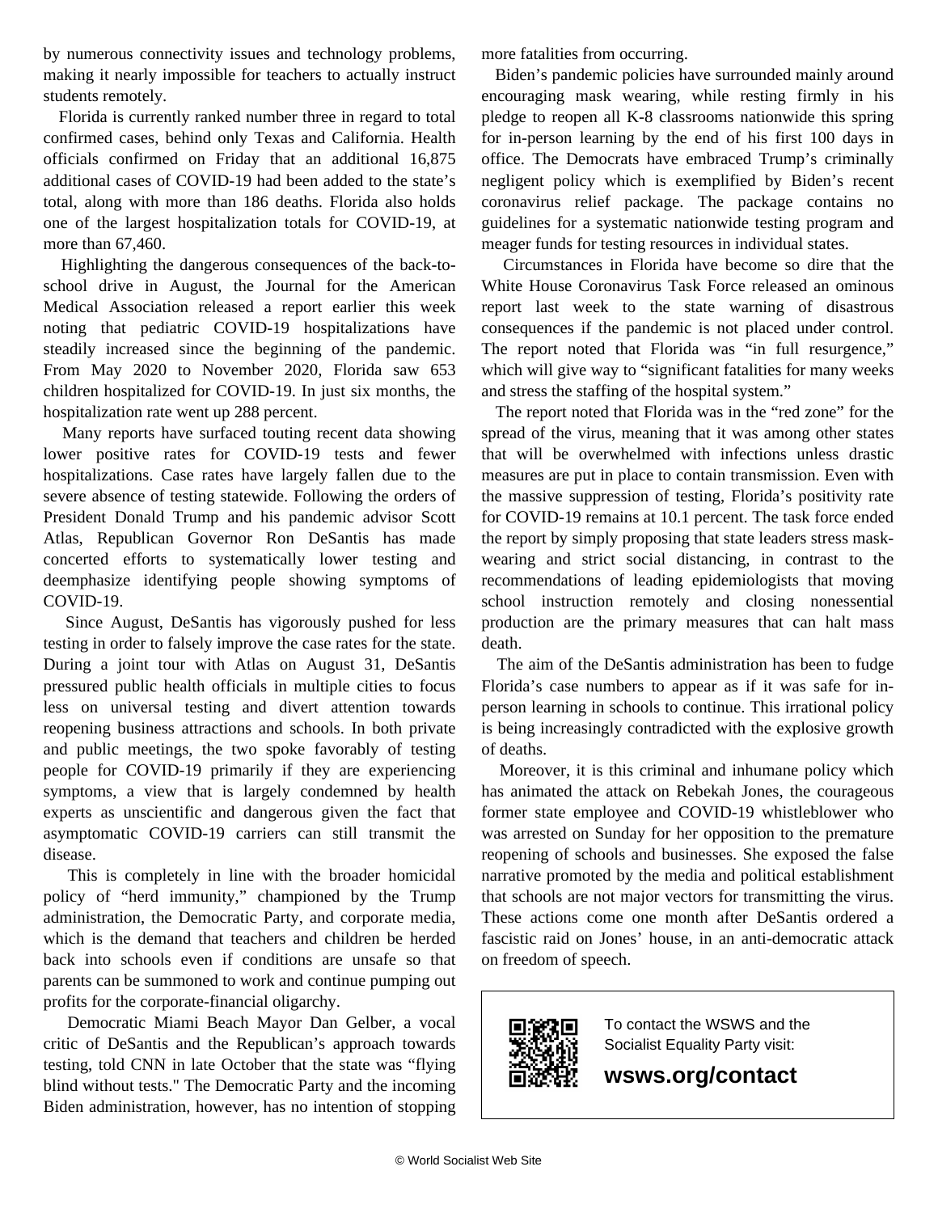by numerous connectivity issues and technology problems, making it nearly impossible for teachers to actually instruct students remotely.

Florida is currently ranked number three in regard to total confirmed cases, behind only Texas and California. Health officials confirmed on Friday that an additional 16,875 additional cases of COVID-19 had been added to the state's total, along with more than 186 deaths. Florida also holds one of the largest hospitalization totals for COVID-19, at more than 67,460.

Highlighting the dangerous consequences of the back-to-school drive in August, the Journal for the American Medical Association released a report earlier this week noting that pediatric COVID-19 hospitalizations have steadily increased since the beginning of the pandemic. From May 2020 to November 2020, Florida saw 653 children hospitalized for COVID-19. In just six months, the hospitalization rate went up 288 percent.

Many reports have surfaced touting recent data showing lower positive rates for COVID-19 tests and fewer hospitalizations. Case rates have largely fallen due to the severe absence of testing statewide. Following the orders of President Donald Trump and his pandemic advisor Scott Atlas, Republican Governor Ron DeSantis has made concerted efforts to systematically lower testing and deemphasize identifying people showing symptoms of COVID-19.

Since August, DeSantis has vigorously pushed for less testing in order to falsely improve the case rates for the state. During a joint tour with Atlas on August 31, DeSantis pressured public health officials in multiple cities to focus less on universal testing and divert attention towards reopening business attractions and schools. In both private and public meetings, the two spoke favorably of testing people for COVID-19 primarily if they are experiencing symptoms, a view that is largely condemned by health experts as unscientific and dangerous given the fact that asymptomatic COVID-19 carriers can still transmit the disease.

This is completely in line with the broader homicidal policy of "herd immunity," championed by the Trump administration, the Democratic Party, and corporate media, which is the demand that teachers and children be herded back into schools even if conditions are unsafe so that parents can be summoned to work and continue pumping out profits for the corporate-financial oligarchy.

Democratic Miami Beach Mayor Dan Gelber, a vocal critic of DeSantis and the Republican's approach towards testing, told CNN in late October that the state was "flying blind without tests." The Democratic Party and the incoming Biden administration, however, has no intention of stopping more fatalities from occurring.

Biden's pandemic policies have surrounded mainly around encouraging mask wearing, while resting firmly in his pledge to reopen all K-8 classrooms nationwide this spring for in-person learning by the end of his first 100 days in office. The Democrats have embraced Trump's criminally negligent policy which is exemplified by Biden's recent coronavirus relief package. The package contains no guidelines for a systematic nationwide testing program and meager funds for testing resources in individual states.

Circumstances in Florida have become so dire that the White House Coronavirus Task Force released an ominous report last week to the state warning of disastrous consequences if the pandemic is not placed under control. The report noted that Florida was "in full resurgence," which will give way to "significant fatalities for many weeks and stress the staffing of the hospital system."

The report noted that Florida was in the "red zone" for the spread of the virus, meaning that it was among other states that will be overwhelmed with infections unless drastic measures are put in place to contain transmission. Even with the massive suppression of testing, Florida's positivity rate for COVID-19 remains at 10.1 percent. The task force ended the report by simply proposing that state leaders stress mask-wearing and strict social distancing, in contrast to the recommendations of leading epidemiologists that moving school instruction remotely and closing nonessential production are the primary measures that can halt mass death.

The aim of the DeSantis administration has been to fudge Florida's case numbers to appear as if it was safe for in-person learning in schools to continue. This irrational policy is being increasingly contradicted with the explosive growth of deaths.

Moreover, it is this criminal and inhumane policy which has animated the attack on Rebekah Jones, the courageous former state employee and COVID-19 whistleblower who was arrested on Sunday for her opposition to the premature reopening of schools and businesses. She exposed the false narrative promoted by the media and political establishment that schools are not major vectors for transmitting the virus. These actions come one month after DeSantis ordered a fascistic raid on Jones' house, in an anti-democratic attack on freedom of speech.

To contact the WSWS and the Socialist Equality Party visit:

**wsws.org/contact**